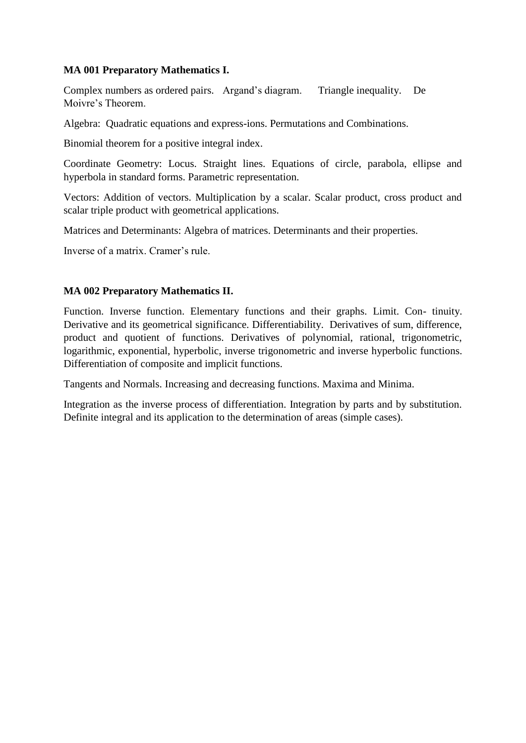**MA 001 Preparatory Mathematics I.**

Complex numbers as ordered pairs. Argand's diagram. Triangle inequality. De Moivre's Theorem.

Algebra: Quadratic equations and express-ions. Permutations and Combinations.

Binomial theorem for a positive integral index.

Coordinate Geometry: Locus. Straight lines. Equations of circle, parabola, ellipse and hyperbola in standard forms. Parametric representation.

Vectors: Addition of vectors. Multiplication by a scalar. Scalar product, cross product and scalar triple product with geometrical applications.

Matrices and Determinants: Algebra of matrices. Determinants and their properties.

Inverse of a matrix. Cramer's rule.

**MA 002 Preparatory Mathematics II.**

Function. Inverse function. Elementary functions and their graphs. Limit. Con- tinuity. Derivative and its geometrical significance. Differentiability. Derivatives of sum, difference, product and quotient of functions. Derivatives of polynomial, rational, trigonometric, logarithmic, exponential, hyperbolic, inverse trigonometric and inverse hyperbolic functions. Differentiation of composite and implicit functions.

Tangents and Normals. Increasing and decreasing functions. Maxima and Minima.

Integration as the inverse process of differentiation. Integration by parts and by substitution. Definite integral and its application to the determination of areas (simple cases).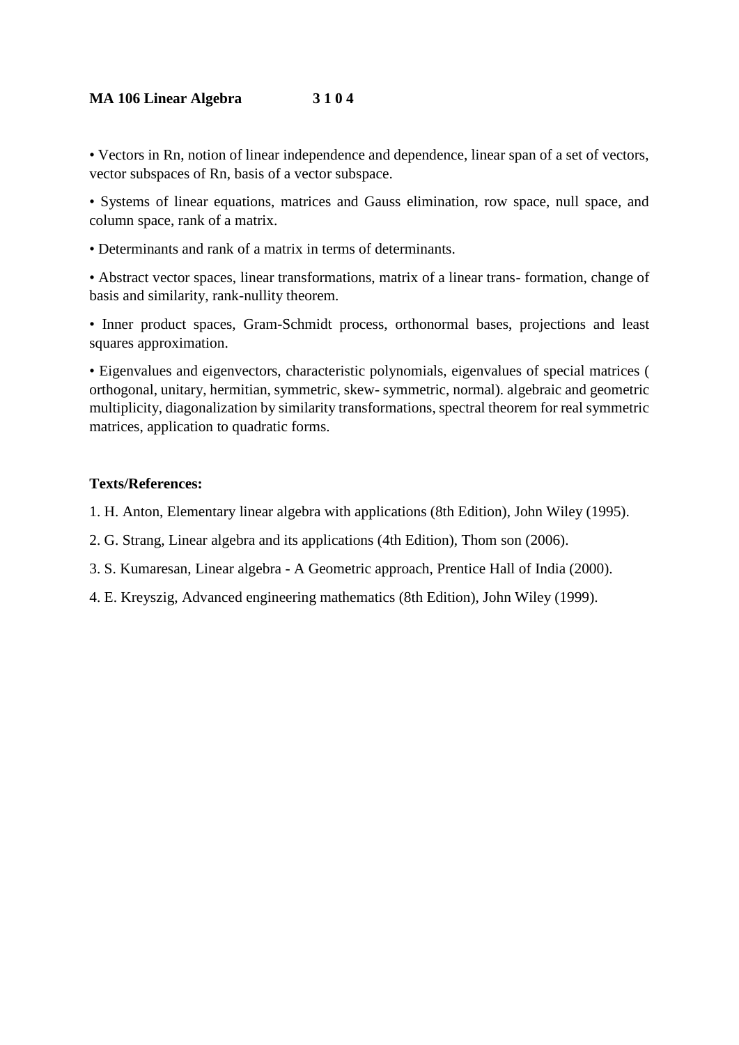**MA 106 Linear Algebra 3 1 0 4**

- Vectors in Rn, notion of linear independence and dependence, linear span of a set of vectors, vector subspaces of Rn, basis of a vector subspace.
- Systems of linear equations, matrices and Gauss elimination, row space, null space, and column space, rank of a matrix.
- Determinants and rank of a matrix in terms of determinants.
- Abstract vector spaces, linear transformations, matrix of a linear trans- formation, change of basis and similarity, rank-nullity theorem.
- Inner product spaces, Gram-Schmidt process, orthonormal bases, projections and least squares approximation.
- Eigenvalues and eigenvectors, characteristic polynomials, eigenvalues of special matrices ( orthogonal, unitary, hermitian, symmetric, skew- symmetric, normal). algebraic and geometric multiplicity, diagonalization by similarity transformations, spectral theorem for real symmetric matrices, application to quadratic forms.

**Texts/References:**

1. H. Anton, Elementary linear algebra with applications (8th Edition), John Wiley (1995).
2. G. Strang, Linear algebra and its applications (4th Edition), Thom son (2006).
3. S. Kumaresan, Linear algebra - A Geometric approach, Prentice Hall of India (2000).
4. E. Kreyszig, Advanced engineering mathematics (8th Edition), John Wiley (1999).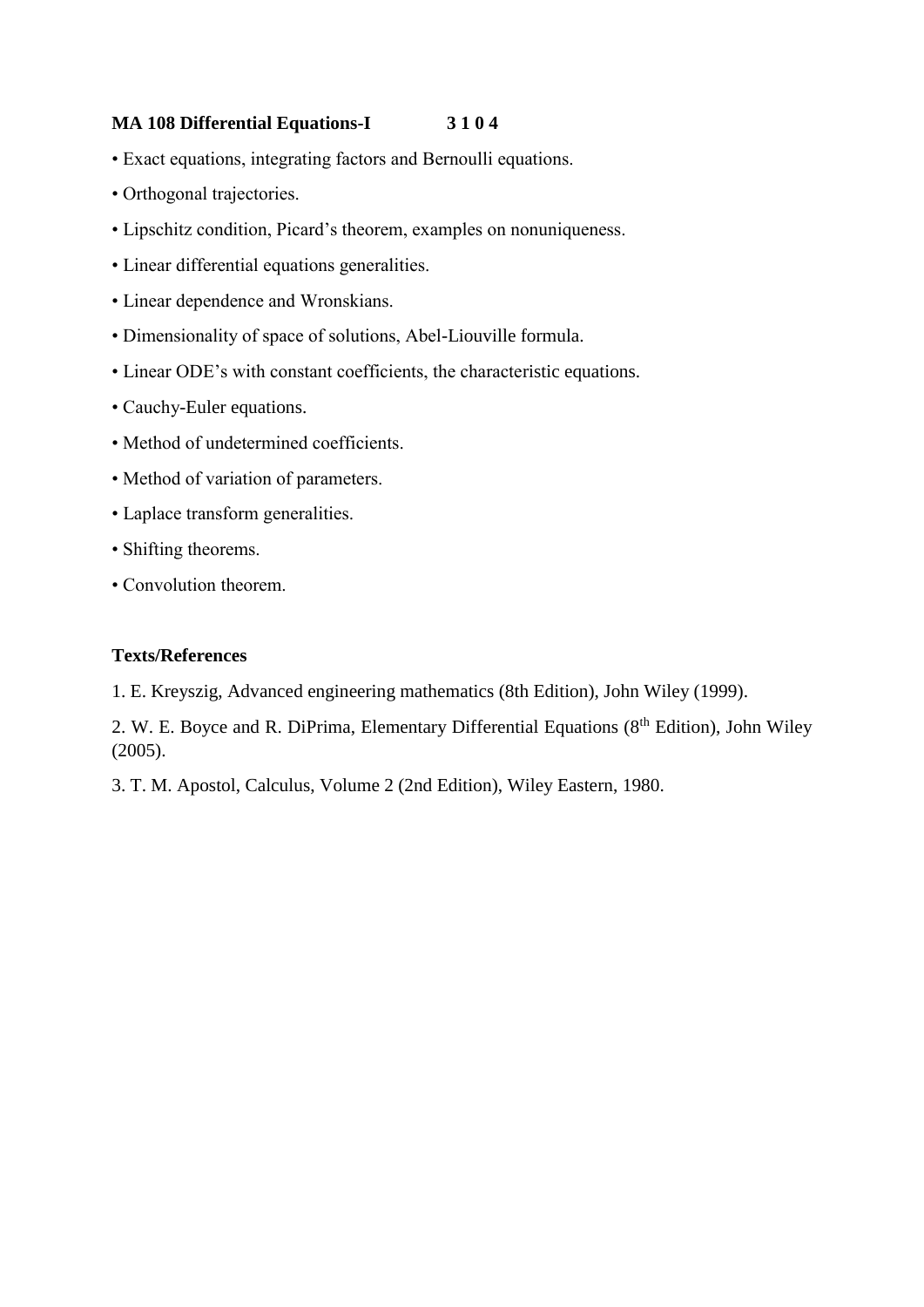**MA 108 Differential Equations-I 3 1 0 4**

- Exact equations, integrating factors and Bernoulli equations.
- Orthogonal trajectories.
- Lipschitz condition, Picard's theorem, examples on nonuniqueness.
- Linear differential equations generalities.
- Linear dependence and Wronskians.
- Dimensionality of space of solutions, Abel-Liouville formula.
- Linear ODE's with constant coefficients, the characteristic equations.
- Cauchy-Euler equations.
- Method of undetermined coefficients.
- Method of variation of parameters.
- Laplace transform generalities.
- Shifting theorems.
- Convolution theorem.

**Texts/References**

1. E. Kreyszig, Advanced engineering mathematics (8th Edition), John Wiley (1999).

2. W. E. Boyce and R. DiPrima, Elementary Differential Equations (8th Edition), John Wiley (2005).

3. T. M. Apostol, Calculus, Volume 2 (2nd Edition), Wiley Eastern, 1980.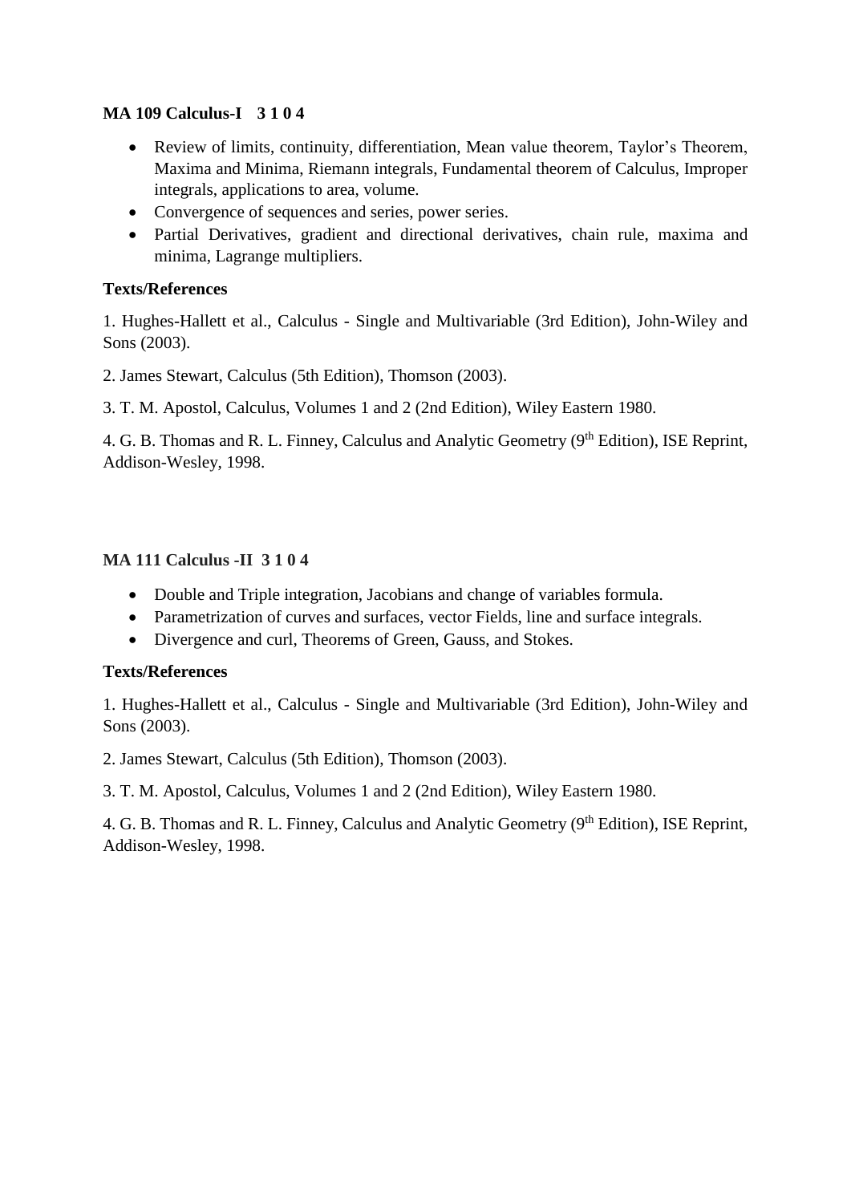**MA 109 Calculus-I 3 1 0 4**

- Review of limits, continuity, differentiation, Mean value theorem, Taylor's Theorem, Maxima and Minima, Riemann integrals, Fundamental theorem of Calculus, Improper integrals, applications to area, volume.
- Convergence of sequences and series, power series.
- Partial Derivatives, gradient and directional derivatives, chain rule, maxima and minima, Lagrange multipliers.

**Texts/References**

1. Hughes-Hallett et al., Calculus - Single and Multivariable (3rd Edition), John-Wiley and Sons (2003).

2. James Stewart, Calculus (5th Edition), Thomson (2003).

3. T. M. Apostol, Calculus, Volumes 1 and 2 (2nd Edition), Wiley Eastern 1980.

4. G. B. Thomas and R. L. Finney, Calculus and Analytic Geometry (9th Edition), ISE Reprint, Addison-Wesley, 1998.

**MA 111 Calculus -II 3 1 0 4**

- Double and Triple integration, Jacobians and change of variables formula.
- Parametrization of curves and surfaces, vector Fields, line and surface integrals.
- Divergence and curl, Theorems of Green, Gauss, and Stokes.

**Texts/References**

1. Hughes-Hallett et al., Calculus - Single and Multivariable (3rd Edition), John-Wiley and Sons (2003).

2. James Stewart, Calculus (5th Edition), Thomson (2003).

3. T. M. Apostol, Calculus, Volumes 1 and 2 (2nd Edition), Wiley Eastern 1980.

4. G. B. Thomas and R. L. Finney, Calculus and Analytic Geometry (9th Edition), ISE Reprint, Addison-Wesley, 1998.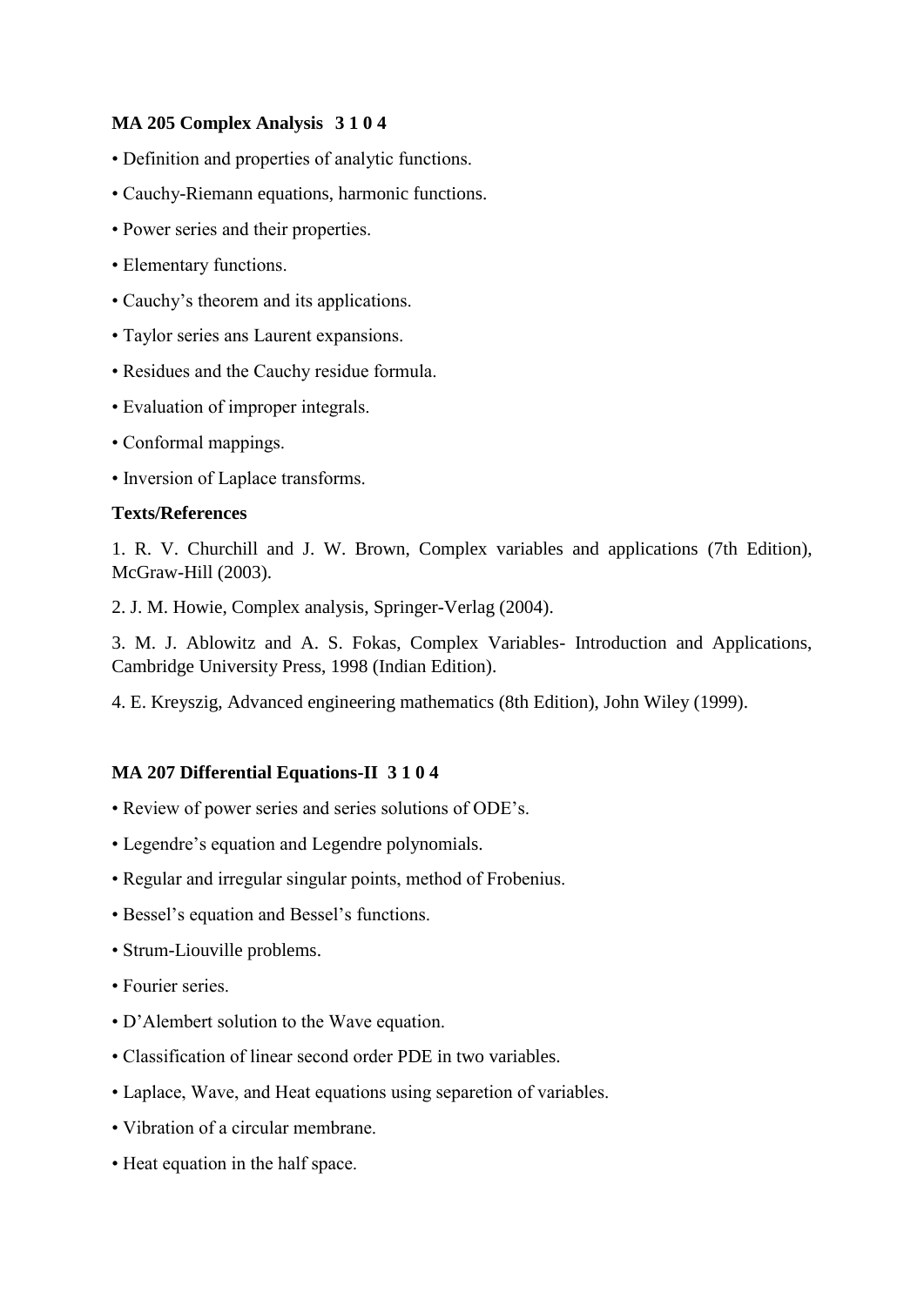**MA 205 Complex Analysis 3 1 0 4**

- Definition and properties of analytic functions.
- Cauchy-Riemann equations, harmonic functions.
- Power series and their properties.
- Elementary functions.
- Cauchy's theorem and its applications.
- Taylor series ans Laurent expansions.
- Residues and the Cauchy residue formula.
- Evaluation of improper integrals.
- Conformal mappings.
- Inversion of Laplace transforms.

**Texts/References**

1. R. V. Churchill and J. W. Brown, Complex variables and applications (7th Edition), McGraw-Hill (2003).

2. J. M. Howie, Complex analysis, Springer-Verlag (2004).

3. M. J. Ablowitz and A. S. Fokas, Complex Variables- Introduction and Applications, Cambridge University Press, 1998 (Indian Edition).

4. E. Kreyszig, Advanced engineering mathematics (8th Edition), John Wiley (1999).

**MA 207 Differential Equations-II 3 1 0 4**

- Review of power series and series solutions of ODE's.
- Legendre's equation and Legendre polynomials.
- Regular and irregular singular points, method of Frobenius.
- Bessel's equation and Bessel's functions.
- Strum-Liouville problems.
- Fourier series.
- D'Alembert solution to the Wave equation.
- Classification of linear second order PDE in two variables.
- Laplace, Wave, and Heat equations using separetion of variables.
- Vibration of a circular membrane.
- Heat equation in the half space.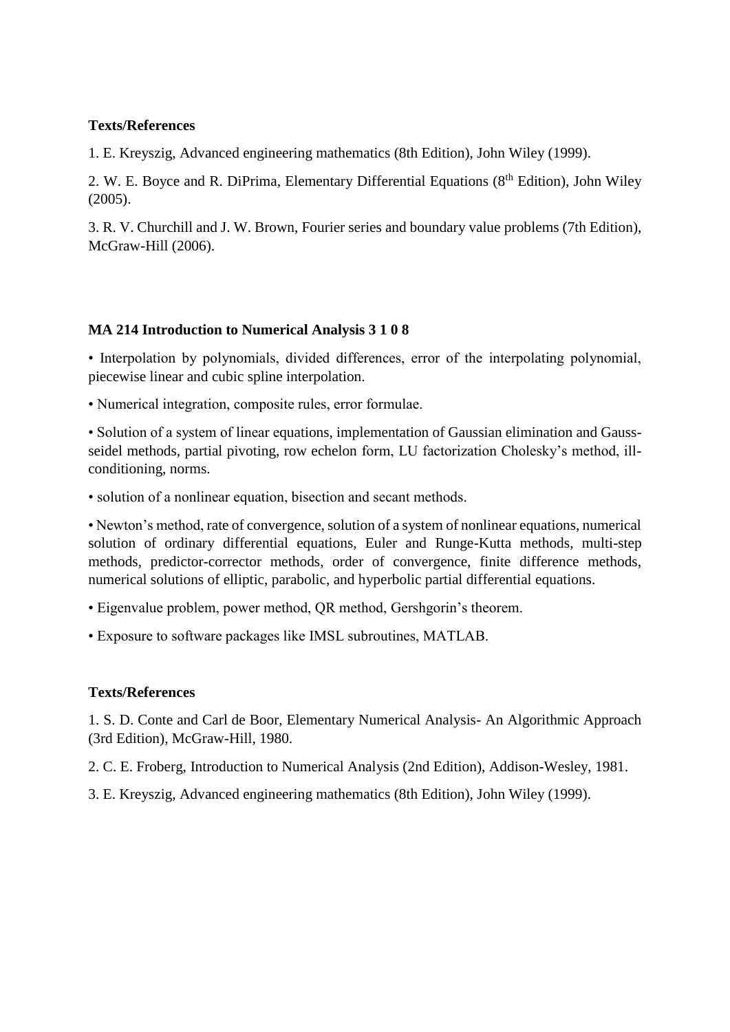**Texts/References**

1. E. Kreyszig, Advanced engineering mathematics (8th Edition), John Wiley (1999).

2. W. E. Boyce and R. DiPrima, Elementary Differential Equations (8th Edition), John Wiley (2005).

3. R. V. Churchill and J. W. Brown, Fourier series and boundary value problems (7th Edition), McGraw-Hill (2006).

**MA 214 Introduction to Numerical Analysis 3 1 0 8**

• Interpolation by polynomials, divided differences, error of the interpolating polynomial, piecewise linear and cubic spline interpolation.

• Numerical integration, composite rules, error formulae.

• Solution of a system of linear equations, implementation of Gaussian elimination and Gauss-seidel methods, partial pivoting, row echelon form, LU factorization Cholesky's method, ill-conditioning, norms.

• solution of a nonlinear equation, bisection and secant methods.

• Newton's method, rate of convergence, solution of a system of nonlinear equations, numerical solution of ordinary differential equations, Euler and Runge-Kutta methods, multi-step methods, predictor-corrector methods, order of convergence, finite difference methods, numerical solutions of elliptic, parabolic, and hyperbolic partial differential equations.

• Eigenvalue problem, power method, QR method, Gershgorin's theorem.

• Exposure to software packages like IMSL subroutines, MATLAB.

**Texts/References**

1. S. D. Conte and Carl de Boor, Elementary Numerical Analysis- An Algorithmic Approach (3rd Edition), McGraw-Hill, 1980.

2. C. E. Froberg, Introduction to Numerical Analysis (2nd Edition), Addison-Wesley, 1981.

3. E. Kreyszig, Advanced engineering mathematics (8th Edition), John Wiley (1999).